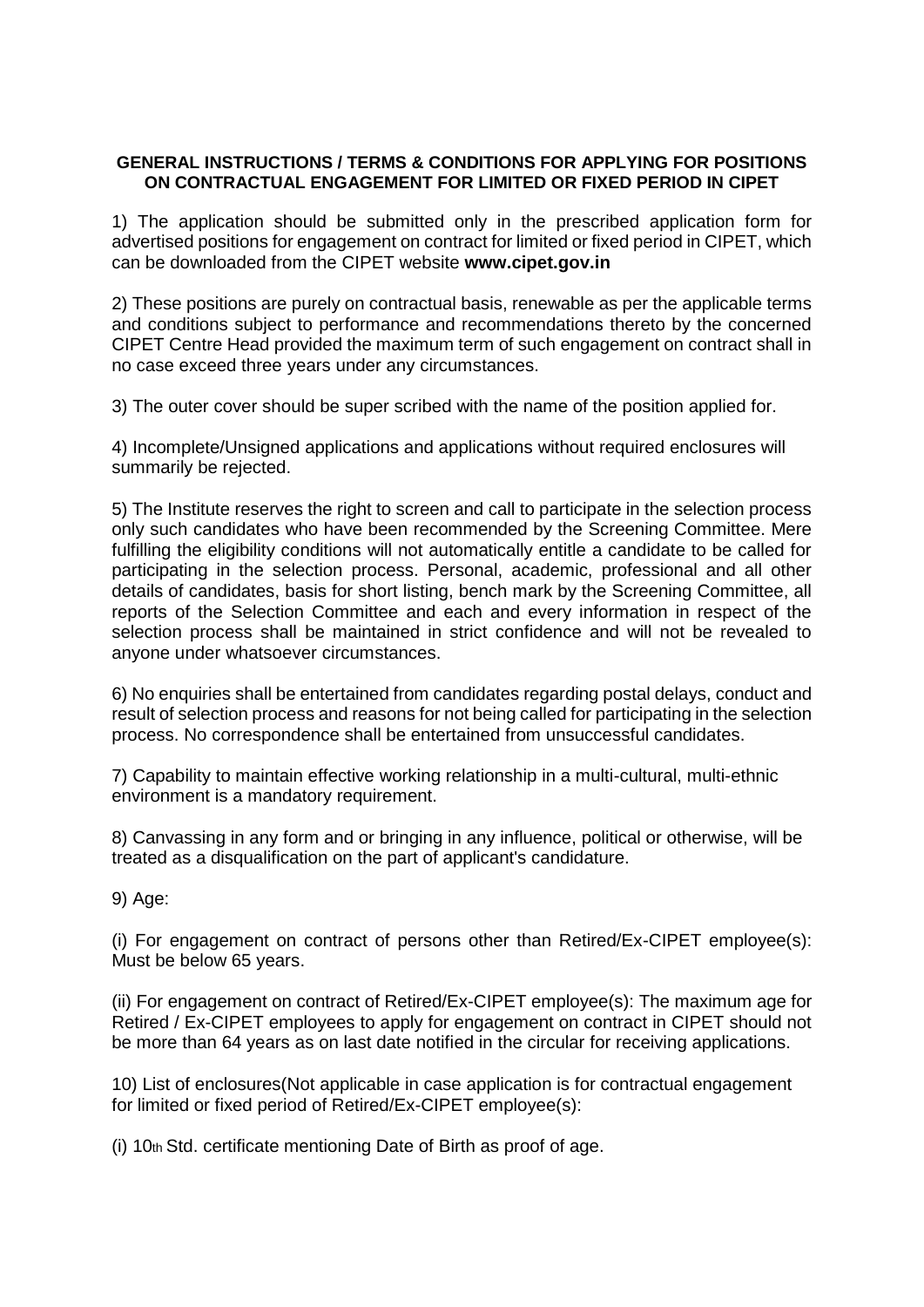**GENERAL INSTRUCTIONS / TERMS & CONDITIONS FOR APPLYING FOR POSITIONS ON CONTRACTUAL ENGAGEMENT FOR LIMITED OR FIXED PERIOD IN CIPET**

1) The application should be submitted only in the prescribed application form for advertised positions for engagement on contract for limited or fixed period in CIPET, which can be downloaded from the CIPET website **www.cipet.gov.in**

2) These positions are purely on contractual basis, renewable as per the applicable terms and conditions subject to performance and recommendations thereto by the concerned CIPET Centre Head provided the maximum term of such engagement on contract shall in no case exceed three years under any circumstances.

3) The outer cover should be super scribed with the name of the position applied for.

4) Incomplete/Unsigned applications and applications without required enclosures will summarily be rejected.

5) The Institute reserves the right to screen and call to participate in the selection process only such candidates who have been recommended by the Screening Committee. Mere fulfilling the eligibility conditions will not automatically entitle a candidate to be called for participating in the selection process. Personal, academic, professional and all other details of candidates, basis for short listing, bench mark by the Screening Committee, all reports of the Selection Committee and each and every information in respect of the selection process shall be maintained in strict confidence and will not be revealed to anyone under whatsoever circumstances.

6) No enquiries shall be entertained from candidates regarding postal delays, conduct and result of selection process and reasons for not being called for participating in the selection process. No correspondence shall be entertained from unsuccessful candidates.

7) Capability to maintain effective working relationship in a multi-cultural, multi-ethnic environment is a mandatory requirement.

8) Canvassing in any form and or bringing in any influence, political or otherwise, will be treated as a disqualification on the part of applicant's candidature.

9) Age:

(i) For engagement on contract of persons other than Retired/Ex-CIPET employee(s): Must be below 65 years.

(ii) For engagement on contract of Retired/Ex-CIPET employee(s): The maximum age for Retired / Ex-CIPET employees to apply for engagement on contract in CIPET should not be more than 64 years as on last date notified in the circular for receiving applications.

10) List of enclosures(Not applicable in case application is for contractual engagement for limited or fixed period of Retired/Ex-CIPET employee(s):

(i) 10th Std. certificate mentioning Date of Birth as proof of age.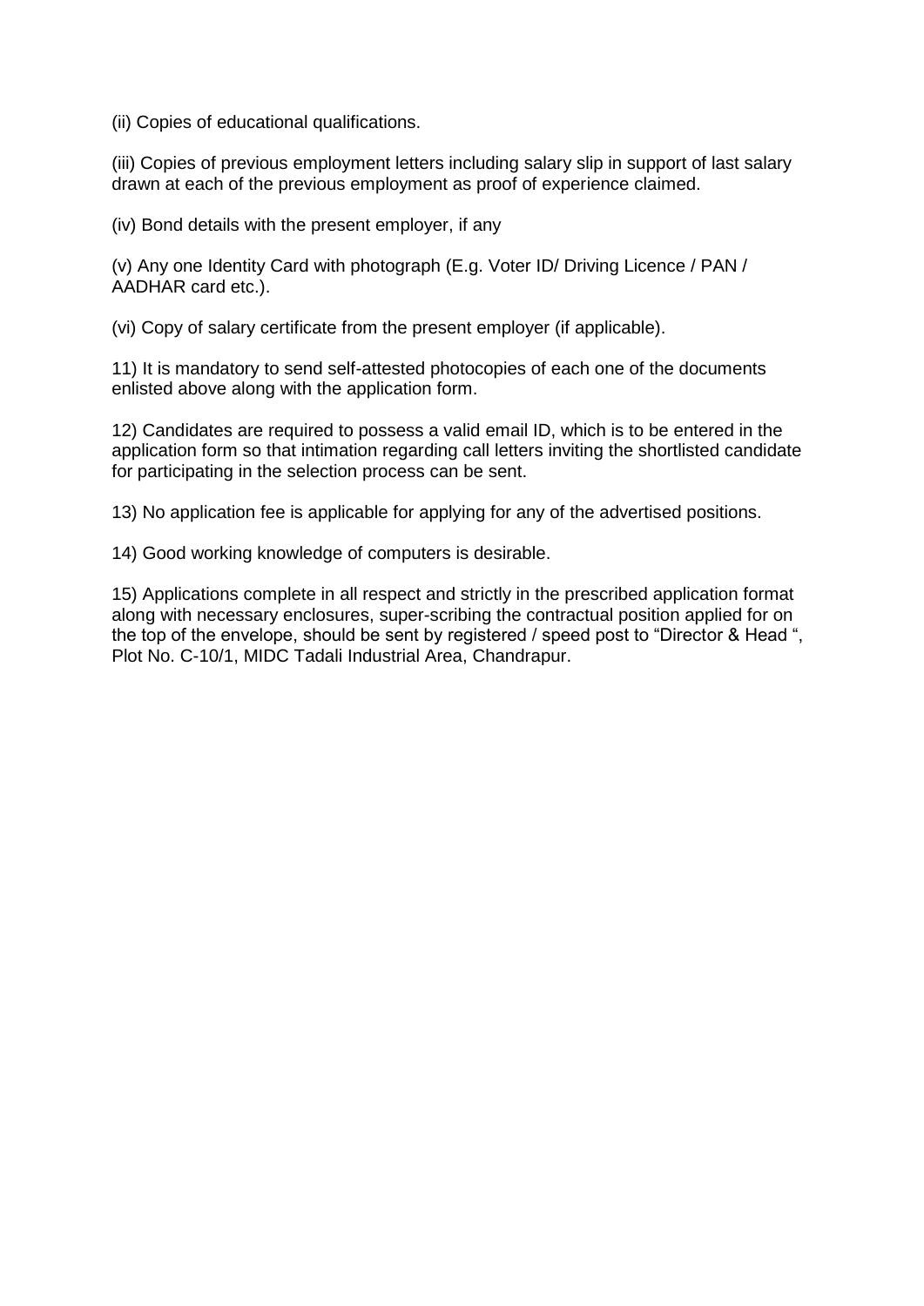(ii) Copies of educational qualifications.

(iii) Copies of previous employment letters including salary slip in support of last salary drawn at each of the previous employment as proof of experience claimed.

(iv) Bond details with the present employer, if any

(v) Any one Identity Card with photograph (E.g. Voter ID/ Driving Licence / PAN / AADHAR card etc.).

(vi) Copy of salary certificate from the present employer (if applicable).

11) It is mandatory to send self-attested photocopies of each one of the documents enlisted above along with the application form.

12) Candidates are required to possess a valid email ID, which is to be entered in the application form so that intimation regarding call letters inviting the shortlisted candidate for participating in the selection process can be sent.

13) No application fee is applicable for applying for any of the advertised positions.

14) Good working knowledge of computers is desirable.

15) Applications complete in all respect and strictly in the prescribed application format along with necessary enclosures, super-scribing the contractual position applied for on the top of the envelope, should be sent by registered / speed post to “Director & Head ”, Plot No. C-10/1, MIDC Tadali Industrial Area, Chandrapur.